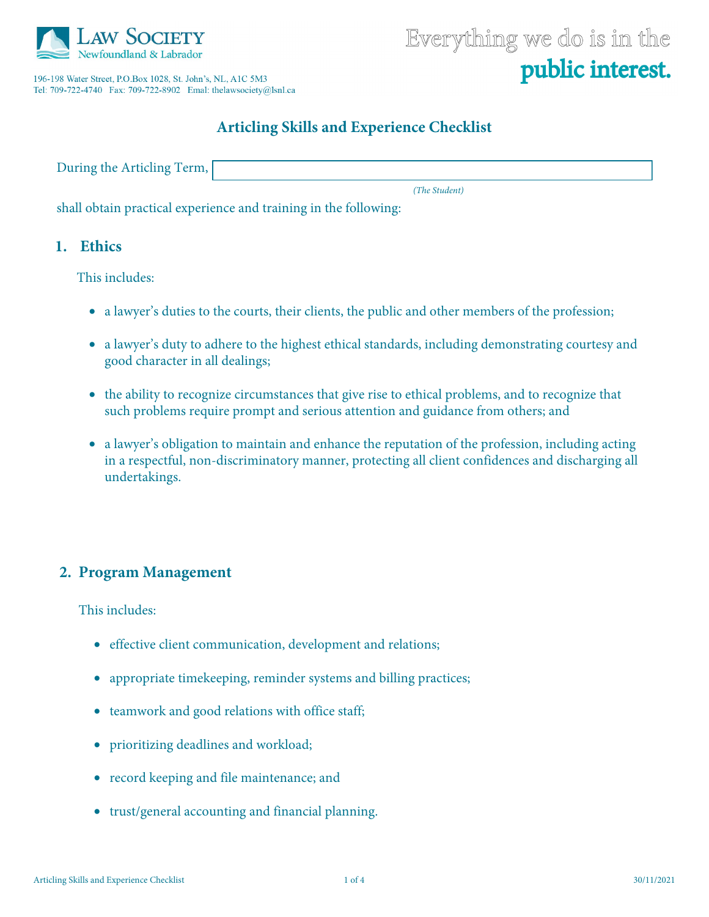**Law Society**
Newfoundland & Labrador

196-198 Water Street, P.O.Box 1028, St. John's, NL, A1C 5M3
Tel: 709-722-4740 Fax: 709-722-8902 Email: thelawsociety@lsnl.ca

Everything we do is in the **public interest.**

# Articling Skills and Experience Checklist

During the Articling Term, ______________________________
*(The Student)*

shall obtain practical experience and training in the following:

## 1. Ethics

This includes:

- a lawyer's duties to the courts, their clients, the public and other members of the profession;
- a lawyer's duty to adhere to the highest ethical standards, including demonstrating courtesy and good character in all dealings;
- the ability to recognize circumstances that give rise to ethical problems, and to recognize that such problems require prompt and serious attention and guidance from others; and
- a lawyer's obligation to maintain and enhance the reputation of the profession, including acting in a respectful, non-discriminatory manner, protecting all client confidences and discharging all undertakings.

## 2. Program Management

This includes:

- effective client communication, development and relations;
- appropriate timekeeping, reminder systems and billing practices;
- teamwork and good relations with office staff;
- prioritizing deadlines and workload;
- record keeping and file maintenance; and
- trust/general accounting and financial planning.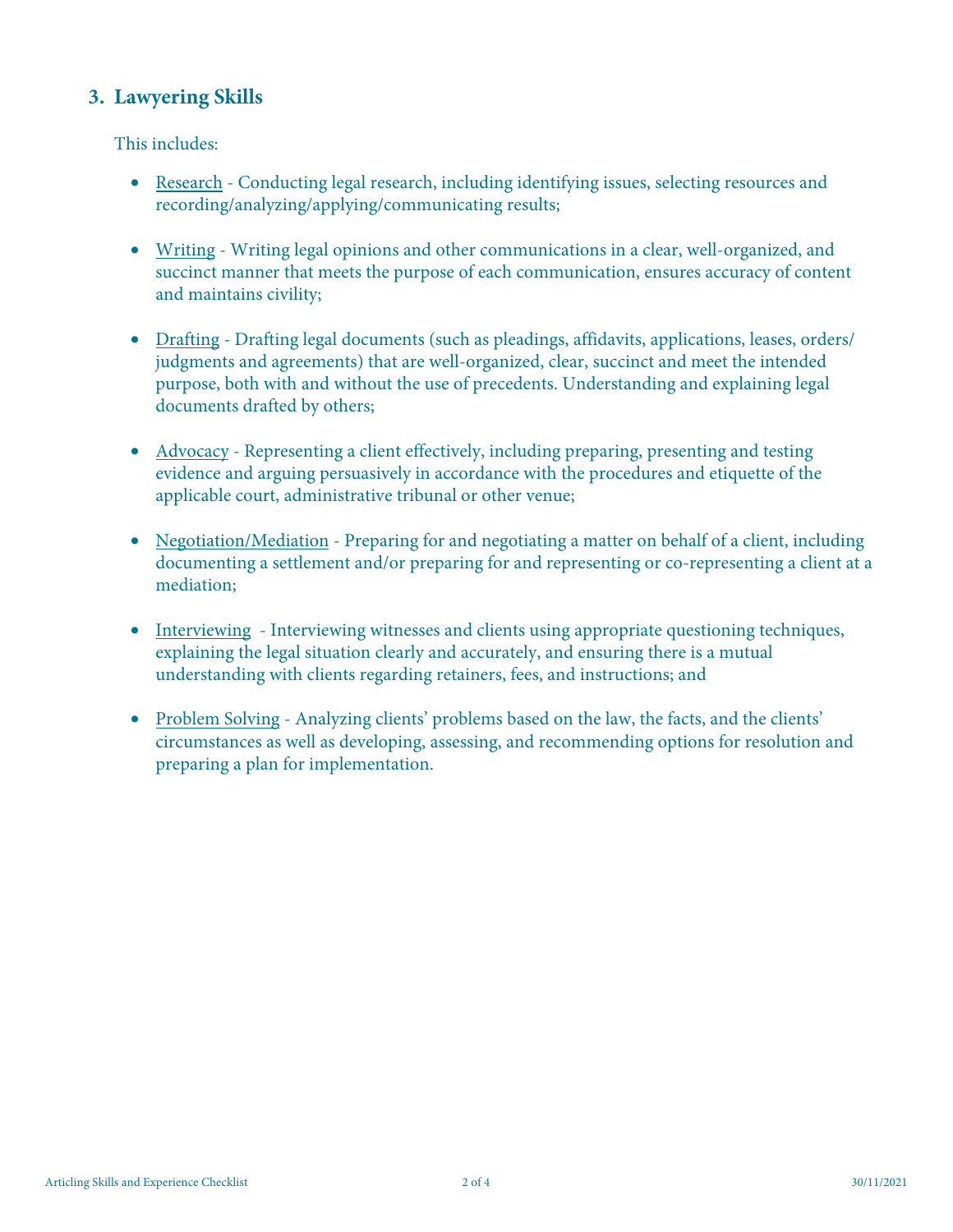## 3. Lawyering Skills

This includes:

- Research - Conducting legal research, including identifying issues, selecting resources and recording/analyzing/applying/communicating results;

- Writing - Writing legal opinions and other communications in a clear, well-organized, and succinct manner that meets the purpose of each communication, ensures accuracy of content and maintains civility;

- Drafting - Drafting legal documents (such as pleadings, affidavits, applications, leases, orders/ judgments and agreements) that are well-organized, clear, succinct and meet the intended purpose, both with and without the use of precedents. Understanding and explaining legal documents drafted by others;

- Advocacy - Representing a client effectively, including preparing, presenting and testing evidence and arguing persuasively in accordance with the procedures and etiquette of the applicable court, administrative tribunal or other venue;

- Negotiation/Mediation - Preparing for and negotiating a matter on behalf of a client, including documenting a settlement and/or preparing for and representing or co-representing a client at a mediation;

- Interviewing - Interviewing witnesses and clients using appropriate questioning techniques, explaining the legal situation clearly and accurately, and ensuring there is a mutual understanding with clients regarding retainers, fees, and instructions; and

- Problem Solving - Analyzing clients' problems based on the law, the facts, and the clients' circumstances as well as developing, assessing, and recommending options for resolution and preparing a plan for implementation.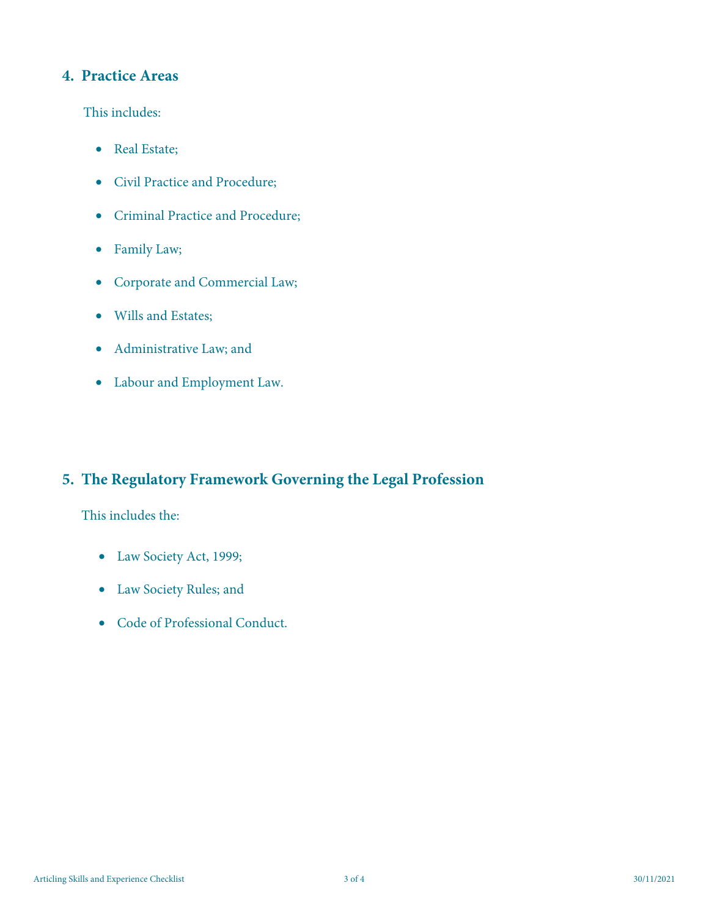## 4. Practice Areas

This includes:

- Real Estate;
- Civil Practice and Procedure;
- Criminal Practice and Procedure;
- Family Law;
- Corporate and Commercial Law;
- Wills and Estates;
- Administrative Law; and
- Labour and Employment Law.

## 5. The Regulatory Framework Governing the Legal Profession

This includes the:

- Law Society Act, 1999;
- Law Society Rules; and
- Code of Professional Conduct.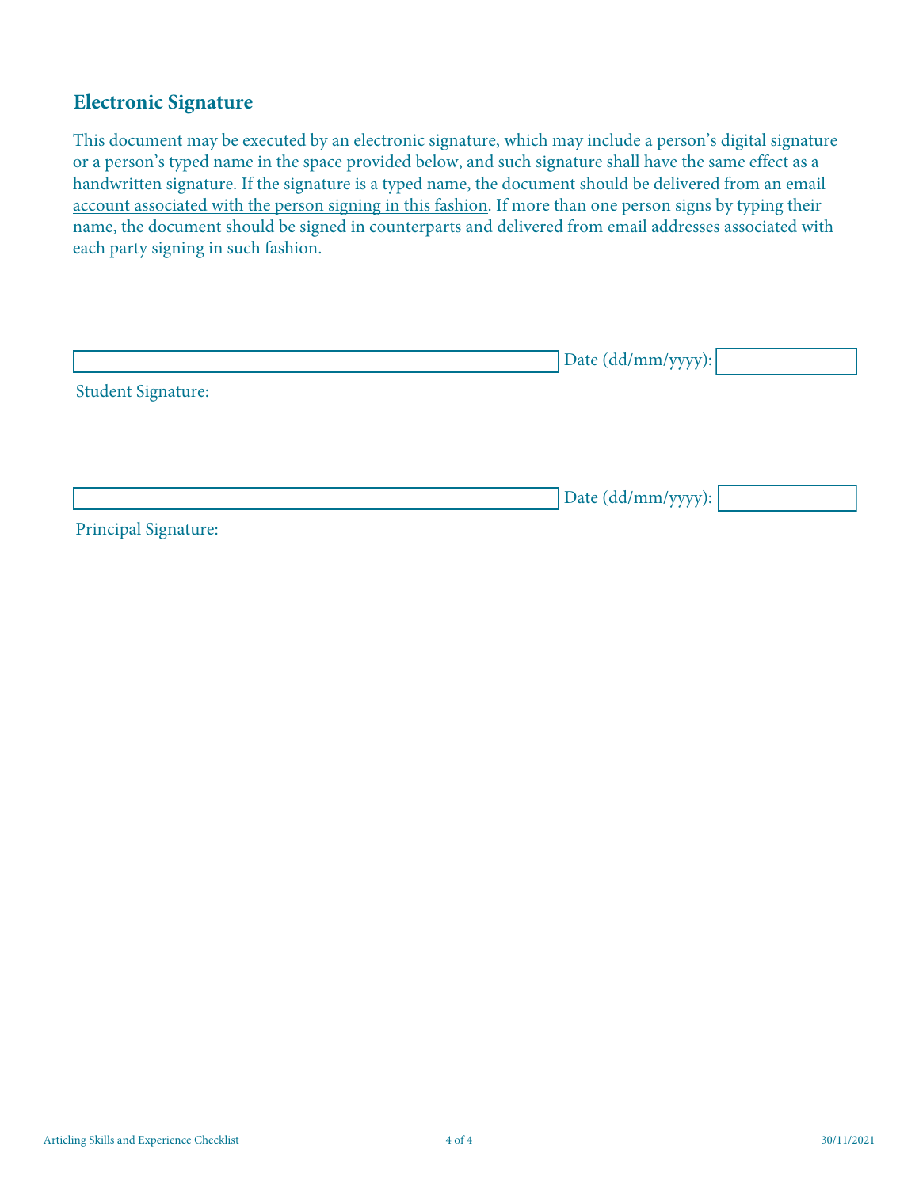## Electronic Signature

This document may be executed by an electronic signature, which may include a person's digital signature or a person's typed name in the space provided below, and such signature shall have the same effect as a handwritten signature. If the signature is a typed name, the document should be delivered from an email account associated with the person signing in this fashion. If more than one person signs by typing their name, the document should be signed in counterparts and delivered from email addresses associated with each party signing in such fashion.

Student Signature: _______________ Date (dd/mm/yyyy): _______________

Principal Signature: _______________ Date (dd/mm/yyyy): _______________